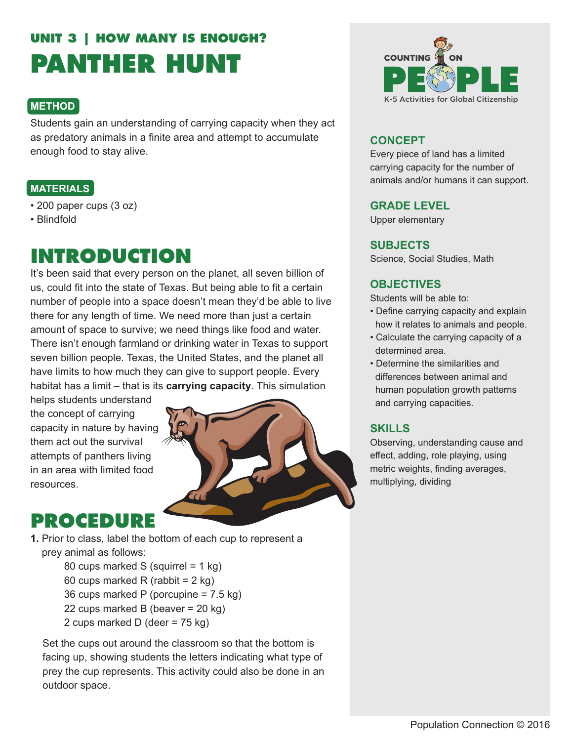## UNIT 3 | HOW MANY IS ENOUGH?

# PANTHER HUNT

### METHOD

Students gain an understanding of carrying capacity when they act as predatory animals in a finite area and attempt to accumulate enough food to stay alive.

### MATERIALS

- 200 paper cups (3 oz)
- Blindfold

## INTRODUCTION

It's been said that every person on the planet, all seven billion of us, could fit into the state of Texas. But being able to fit a certain number of people into a space doesn't mean they'd be able to live there for any length of time. We need more than just a certain amount of space to survive; we need things like food and water. There isn't enough farmland or drinking water in Texas to support seven billion people. Texas, the United States, and the planet all have limits to how much they can give to support people. Every habitat has a limit – that is its **carrying capacity**. This simulation helps students understand the concept of carrying capacity in nature by having them act out the survival attempts of panthers living in an area with limited food resources.

## PROCEDURE

1. Prior to class, label the bottom of each cup to represent a prey animal as follows:

   80 cups marked S (squirrel = 1 kg)
   60 cups marked R (rabbit = 2 kg)
   36 cups marked P (porcupine = 7.5 kg)
   22 cups marked B (beaver = 20 kg)
   2 cups marked D (deer = 75 kg)

   Set the cups out around the classroom so that the bottom is facing up, showing students the letters indicating what type of prey the cup represents. This activity could also be done in an outdoor space.

COUNTING ON PEOPLE
K-5 Activities for Global Citizenship

### CONCEPT

Every piece of land has a limited carrying capacity for the number of animals and/or humans it can support.

### GRADE LEVEL

Upper elementary

### SUBJECTS

Science, Social Studies, Math

### OBJECTIVES

Students will be able to:

- Define carrying capacity and explain how it relates to animals and people.
- Calculate the carrying capacity of a determined area.
- Determine the similarities and differences between animal and human population growth patterns and carrying capacities.

### SKILLS

Observing, understanding cause and effect, adding, role playing, using metric weights, finding averages, multiplying, dividing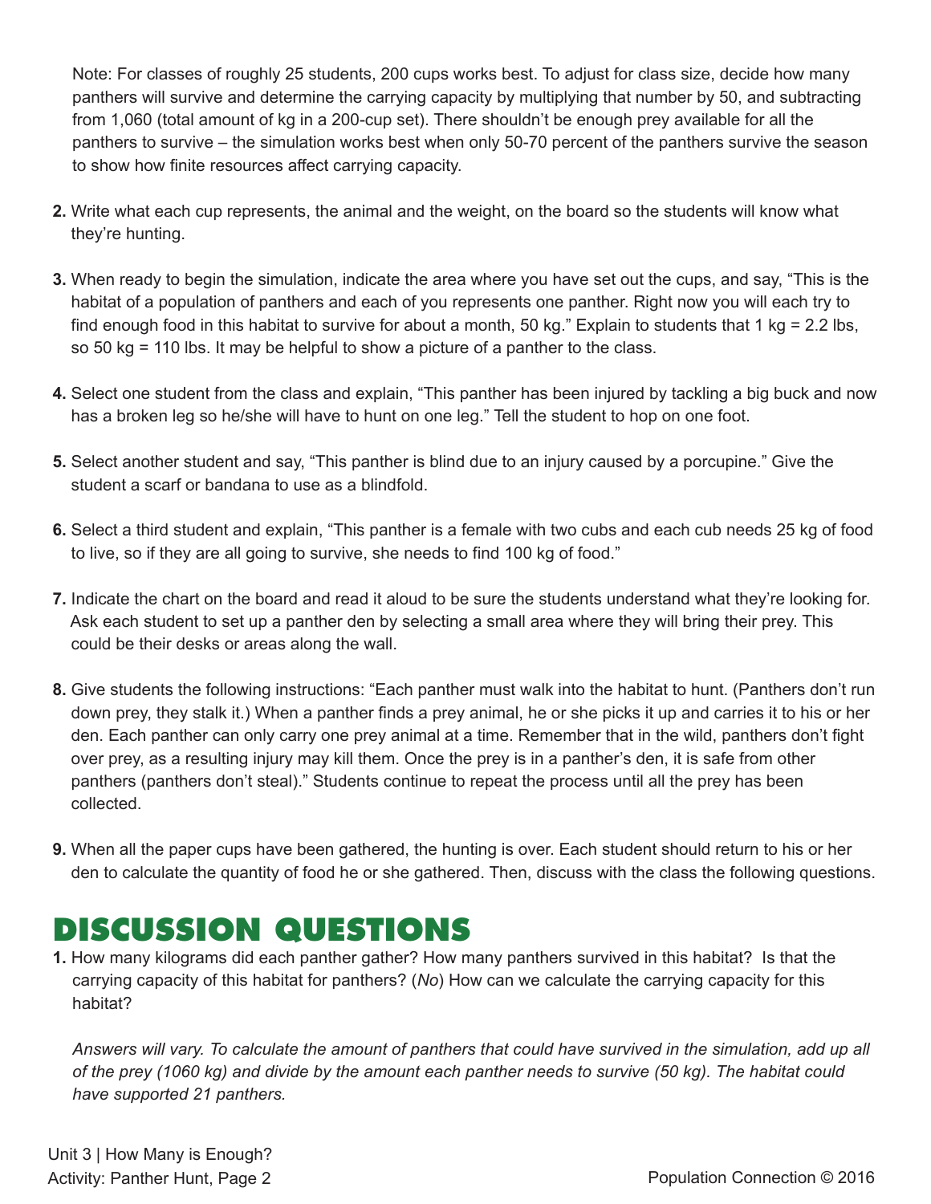Note: For classes of roughly 25 students, 200 cups works best. To adjust for class size, decide how many panthers will survive and determine the carrying capacity by multiplying that number by 50, and subtracting from 1,060 (total amount of kg in a 200-cup set). There shouldn't be enough prey available for all the panthers to survive – the simulation works best when only 50-70 percent of the panthers survive the season to show how finite resources affect carrying capacity.

2. Write what each cup represents, the animal and the weight, on the board so the students will know what they're hunting.

3. When ready to begin the simulation, indicate the area where you have set out the cups, and say, "This is the habitat of a population of panthers and each of you represents one panther. Right now you will each try to find enough food in this habitat to survive for about a month, 50 kg." Explain to students that 1 kg = 2.2 lbs, so 50 kg = 110 lbs. It may be helpful to show a picture of a panther to the class.

4. Select one student from the class and explain, "This panther has been injured by tackling a big buck and now has a broken leg so he/she will have to hunt on one leg." Tell the student to hop on one foot.

5. Select another student and say, "This panther is blind due to an injury caused by a porcupine." Give the student a scarf or bandana to use as a blindfold.

6. Select a third student and explain, "This panther is a female with two cubs and each cub needs 25 kg of food to live, so if they are all going to survive, she needs to find 100 kg of food."

7. Indicate the chart on the board and read it aloud to be sure the students understand what they're looking for. Ask each student to set up a panther den by selecting a small area where they will bring their prey. This could be their desks or areas along the wall.

8. Give students the following instructions: "Each panther must walk into the habitat to hunt. (Panthers don't run down prey, they stalk it.) When a panther finds a prey animal, he or she picks it up and carries it to his or her den. Each panther can only carry one prey animal at a time. Remember that in the wild, panthers don't fight over prey, as a resulting injury may kill them. Once the prey is in a panther's den, it is safe from other panthers (panthers don't steal)." Students continue to repeat the process until all the prey has been collected.

9. When all the paper cups have been gathered, the hunting is over. Each student should return to his or her den to calculate the quantity of food he or she gathered. Then, discuss with the class the following questions.

## DISCUSSION QUESTIONS

1. How many kilograms did each panther gather? How many panthers survived in this habitat? Is that the carrying capacity of this habitat for panthers? (*No*) How can we calculate the carrying capacity for this habitat?

   *Answers will vary. To calculate the amount of panthers that could have survived in the simulation, add up all of the prey (1060 kg) and divide by the amount each panther needs to survive (50 kg). The habitat could have supported 21 panthers.*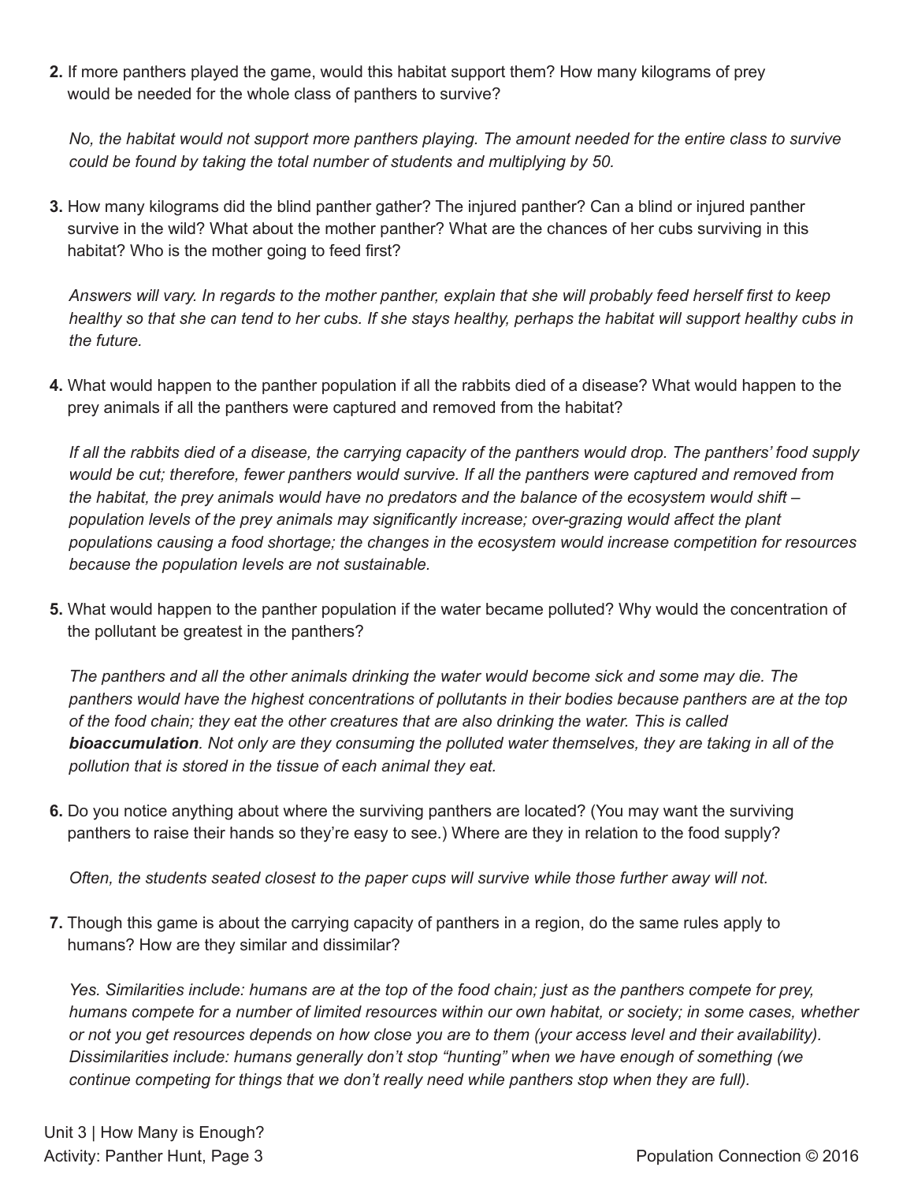2. If more panthers played the game, would this habitat support them? How many kilograms of prey would be needed for the whole class of panthers to survive?

   *No, the habitat would not support more panthers playing. The amount needed for the entire class to survive could be found by taking the total number of students and multiplying by 50.*

3. How many kilograms did the blind panther gather? The injured panther? Can a blind or injured panther survive in the wild? What about the mother panther? What are the chances of her cubs surviving in this habitat? Who is the mother going to feed first?

   *Answers will vary. In regards to the mother panther, explain that she will probably feed herself first to keep healthy so that she can tend to her cubs. If she stays healthy, perhaps the habitat will support healthy cubs in the future.*

4. What would happen to the panther population if all the rabbits died of a disease? What would happen to the prey animals if all the panthers were captured and removed from the habitat?

   *If all the rabbits died of a disease, the carrying capacity of the panthers would drop. The panthers' food supply would be cut; therefore, fewer panthers would survive. If all the panthers were captured and removed from the habitat, the prey animals would have no predators and the balance of the ecosystem would shift – population levels of the prey animals may significantly increase; over-grazing would affect the plant populations causing a food shortage; the changes in the ecosystem would increase competition for resources because the population levels are not sustainable.*

5. What would happen to the panther population if the water became polluted? Why would the concentration of the pollutant be greatest in the panthers?

   *The panthers and all the other animals drinking the water would become sick and some may die. The panthers would have the highest concentrations of pollutants in their bodies because panthers are at the top of the food chain; they eat the other creatures that are also drinking the water. This is called **bioaccumulation**. Not only are they consuming the polluted water themselves, they are taking in all of the pollution that is stored in the tissue of each animal they eat.*

6. Do you notice anything about where the surviving panthers are located? (You may want the surviving panthers to raise their hands so they're easy to see.) Where are they in relation to the food supply?

   *Often, the students seated closest to the paper cups will survive while those further away will not.*

7. Though this game is about the carrying capacity of panthers in a region, do the same rules apply to humans? How are they similar and dissimilar?

   *Yes. Similarities include: humans are at the top of the food chain; just as the panthers compete for prey, humans compete for a number of limited resources within our own habitat, or society; in some cases, whether or not you get resources depends on how close you are to them (your access level and their availability). Dissimilarities include: humans generally don't stop "hunting" when we have enough of something (we continue competing for things that we don't really need while panthers stop when they are full).*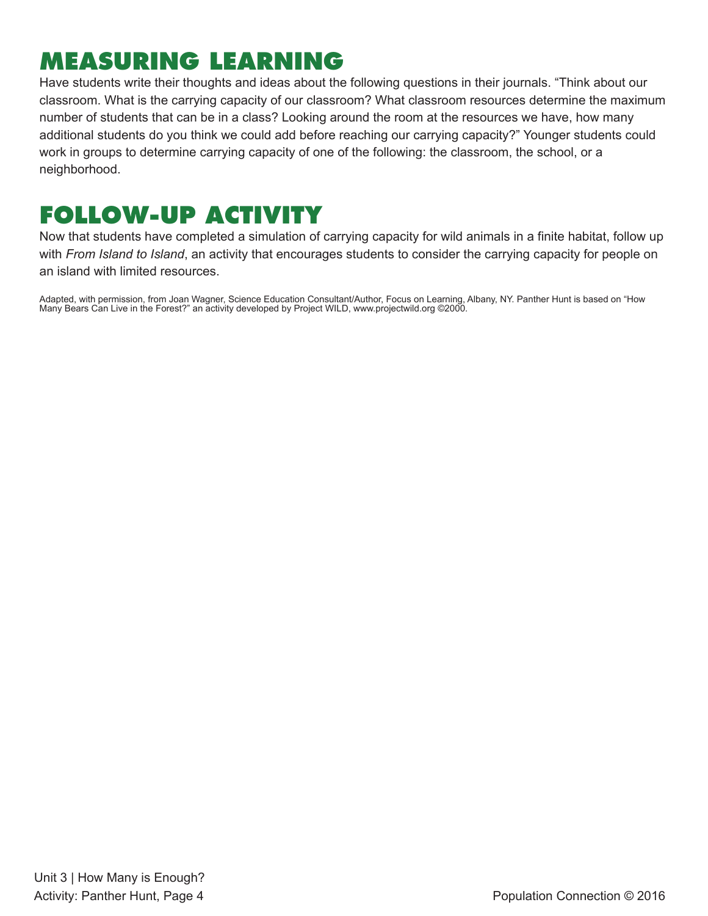## MEASURING LEARNING

Have students write their thoughts and ideas about the following questions in their journals. "Think about our classroom. What is the carrying capacity of our classroom? What classroom resources determine the maximum number of students that can be in a class? Looking around the room at the resources we have, how many additional students do you think we could add before reaching our carrying capacity?" Younger students could work in groups to determine carrying capacity of one of the following: the classroom, the school, or a neighborhood.

## FOLLOW-UP ACTIVITY

Now that students have completed a simulation of carrying capacity for wild animals in a finite habitat, follow up with *From Island to Island*, an activity that encourages students to consider the carrying capacity for people on an island with limited resources.

Adapted, with permission, from Joan Wagner, Science Education Consultant/Author, Focus on Learning, Albany, NY. Panther Hunt is based on "How Many Bears Can Live in the Forest?" an activity developed by Project WILD, www.projectwild.org ©2000.